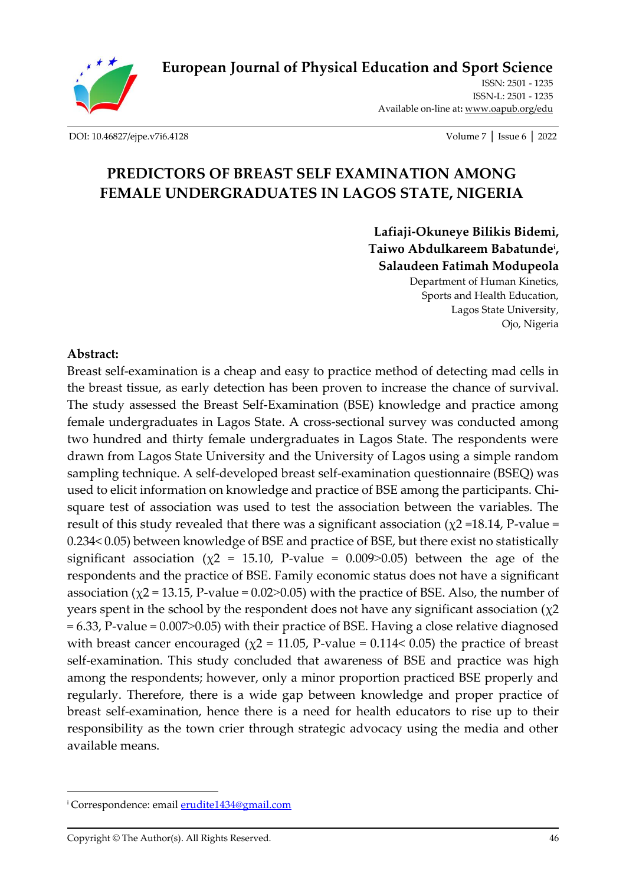# PREDICTORS OF BREAST SELF EXAMINATION AMONG FEMALE UNDERGRADUATES IN LAGOS STATE, NIGERIA

**Lafiaji-Okuneye Bilikis Bidemi,**
**Taiwo Abdulkareem Babatunde[i],**
**Salaudeen Fatimah Modupeola**

Department of Human Kinetics,
Sports and Health Education,
Lagos State University,
Ojo, Nigeria

**Abstract:**

Breast self-examination is a cheap and easy to practice method of detecting mad cells in the breast tissue, as early detection has been proven to increase the chance of survival. The study assessed the Breast Self-Examination (BSE) knowledge and practice among female undergraduates in Lagos State. A cross-sectional survey was conducted among two hundred and thirty female undergraduates in Lagos State. The respondents were drawn from Lagos State University and the University of Lagos using a simple random sampling technique. A self-developed breast self-examination questionnaire (BSEQ) was used to elicit information on knowledge and practice of BSE among the participants. Chi-square test of association was used to test the association between the variables. The result of this study revealed that there was a significant association ($\chi2$ =18.14, P-value = 0.234< 0.05) between knowledge of BSE and practice of BSE, but there exist no statistically significant association ($\chi2$ = 15.10, P-value = 0.009>0.05) between the age of the respondents and the practice of BSE. Family economic status does not have a significant association ($\chi2$ = 13.15, P-value = 0.02>0.05) with the practice of BSE. Also, the number of years spent in the school by the respondent does not have any significant association ($\chi2$ = 6.33, P-value = 0.007>0.05) with their practice of BSE. Having a close relative diagnosed with breast cancer encouraged ($\chi2$ = 11.05, P-value = 0.114< 0.05) the practice of breast self-examination. This study concluded that awareness of BSE and practice was high among the respondents; however, only a minor proportion practiced BSE properly and regularly. Therefore, there is a wide gap between knowledge and proper practice of breast self-examination, hence there is a need for health educators to rise up to their responsibility as the town crier through strategic advocacy using the media and other available means.

---

[i] Correspondence: email erudite1434@gmail.com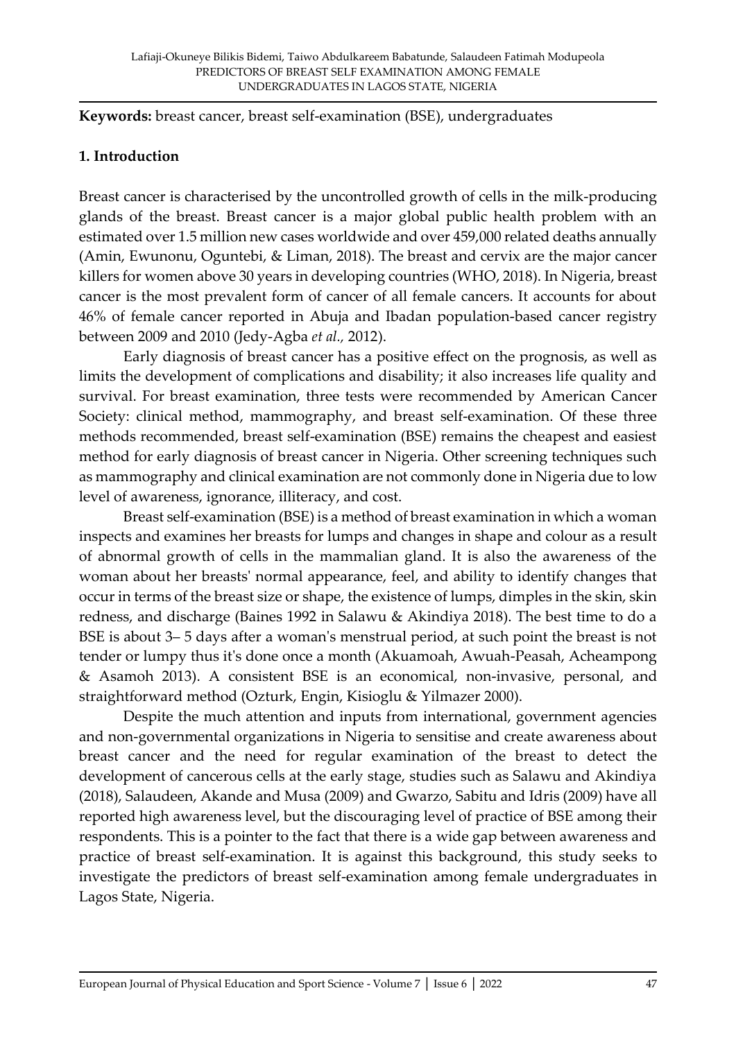**Keywords:** breast cancer, breast self-examination (BSE), undergraduates

## 1. Introduction

Breast cancer is characterised by the uncontrolled growth of cells in the milk-producing glands of the breast. Breast cancer is a major global public health problem with an estimated over 1.5 million new cases worldwide and over 459,000 related deaths annually (Amin, Ewunonu, Oguntebi, & Liman, 2018). The breast and cervix are the major cancer killers for women above 30 years in developing countries (WHO, 2018). In Nigeria, breast cancer is the most prevalent form of cancer of all female cancers. It accounts for about 46% of female cancer reported in Abuja and Ibadan population-based cancer registry between 2009 and 2010 (Jedy-Agba *et al.,* 2012).

Early diagnosis of breast cancer has a positive effect on the prognosis, as well as limits the development of complications and disability; it also increases life quality and survival. For breast examination, three tests were recommended by American Cancer Society: clinical method, mammography, and breast self-examination. Of these three methods recommended, breast self-examination (BSE) remains the cheapest and easiest method for early diagnosis of breast cancer in Nigeria. Other screening techniques such as mammography and clinical examination are not commonly done in Nigeria due to low level of awareness, ignorance, illiteracy, and cost.

Breast self-examination (BSE) is a method of breast examination in which a woman inspects and examines her breasts for lumps and changes in shape and colour as a result of abnormal growth of cells in the mammalian gland. It is also the awareness of the woman about her breasts' normal appearance, feel, and ability to identify changes that occur in terms of the breast size or shape, the existence of lumps, dimples in the skin, skin redness, and discharge (Baines 1992 in Salawu & Akindiya 2018). The best time to do a BSE is about 3– 5 days after a woman's menstrual period, at such point the breast is not tender or lumpy thus it's done once a month (Akuamoah, Awuah-Peasah, Acheampong & Asamoh 2013). A consistent BSE is an economical, non-invasive, personal, and straightforward method (Ozturk, Engin, Kisioglu & Yilmazer 2000).

Despite the much attention and inputs from international, government agencies and non-governmental organizations in Nigeria to sensitise and create awareness about breast cancer and the need for regular examination of the breast to detect the development of cancerous cells at the early stage, studies such as Salawu and Akindiya (2018), Salaudeen, Akande and Musa (2009) and Gwarzo, Sabitu and Idris (2009) have all reported high awareness level, but the discouraging level of practice of BSE among their respondents. This is a pointer to the fact that there is a wide gap between awareness and practice of breast self-examination. It is against this background, this study seeks to investigate the predictors of breast self-examination among female undergraduates in Lagos State, Nigeria.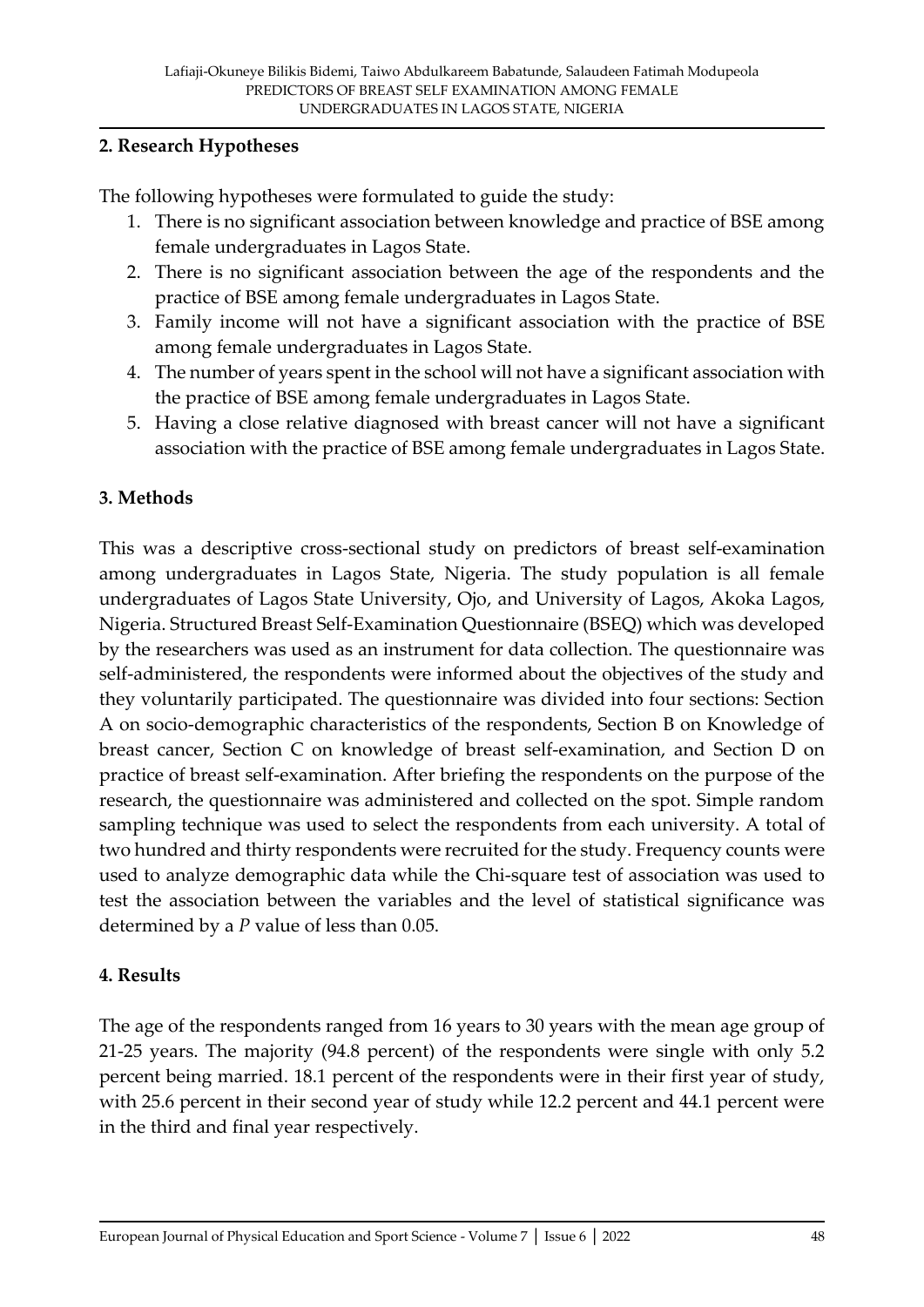## 2. Research Hypotheses

The following hypotheses were formulated to guide the study:

1. There is no significant association between knowledge and practice of BSE among female undergraduates in Lagos State.
2. There is no significant association between the age of the respondents and the practice of BSE among female undergraduates in Lagos State.
3. Family income will not have a significant association with the practice of BSE among female undergraduates in Lagos State.
4. The number of years spent in the school will not have a significant association with the practice of BSE among female undergraduates in Lagos State.
5. Having a close relative diagnosed with breast cancer will not have a significant association with the practice of BSE among female undergraduates in Lagos State.

## 3. Methods

This was a descriptive cross-sectional study on predictors of breast self-examination among undergraduates in Lagos State, Nigeria. The study population is all female undergraduates of Lagos State University, Ojo, and University of Lagos, Akoka Lagos, Nigeria. Structured Breast Self-Examination Questionnaire (BSEQ) which was developed by the researchers was used as an instrument for data collection. The questionnaire was self-administered, the respondents were informed about the objectives of the study and they voluntarily participated. The questionnaire was divided into four sections: Section A on socio-demographic characteristics of the respondents, Section B on Knowledge of breast cancer, Section C on knowledge of breast self-examination, and Section D on practice of breast self-examination. After briefing the respondents on the purpose of the research, the questionnaire was administered and collected on the spot. Simple random sampling technique was used to select the respondents from each university. A total of two hundred and thirty respondents were recruited for the study. Frequency counts were used to analyze demographic data while the Chi-square test of association was used to test the association between the variables and the level of statistical significance was determined by a $P$ value of less than 0.05.

## 4. Results

The age of the respondents ranged from 16 years to 30 years with the mean age group of 21-25 years. The majority (94.8 percent) of the respondents were single with only 5.2 percent being married. 18.1 percent of the respondents were in their first year of study, with 25.6 percent in their second year of study while 12.2 percent and 44.1 percent were in the third and final year respectively.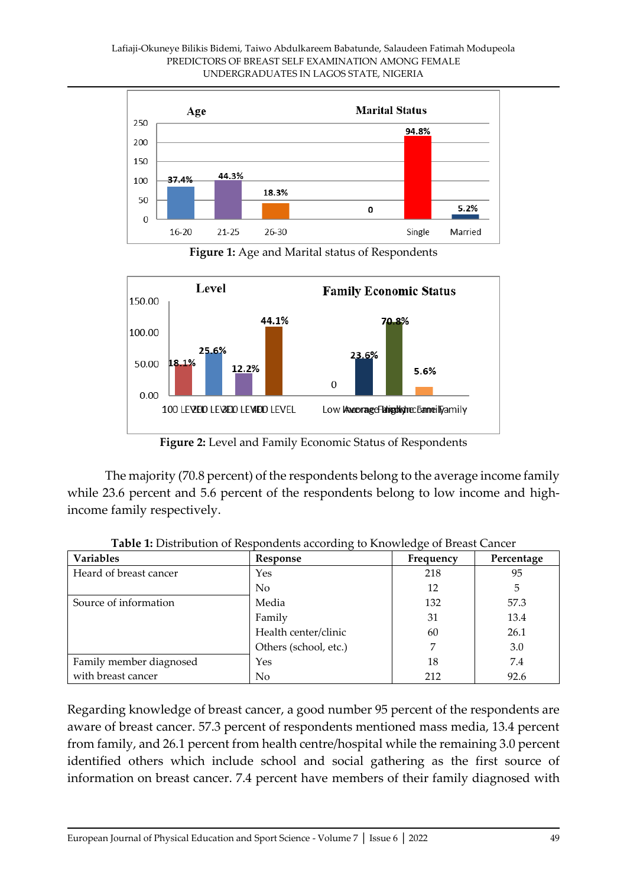**Figure 1:** Age and Marital status of Respondents

**Figure 2:** Level and Family Economic Status of Respondents

The majority (70.8 percent) of the respondents belong to the average income family while 23.6 percent and 5.6 percent of the respondents belong to low income and high-income family respectively.

**Table 1:** Distribution of Respondents according to Knowledge of Breast Cancer

| Variables | Response | Frequency | Percentage |
|---|---|---|---|
| Heard of breast cancer | Yes | 218 | 95 |
| | No | 12 | 5 |
| Source of information | Media | 132 | 57.3 |
| | Family | 31 | 13.4 |
| | Health center/clinic | 60 | 26.1 |
| | Others (school, etc.) | 7 | 3.0 |
| Family member diagnosed with breast cancer | Yes | 18 | 7.4 |
| | No | 212 | 92.6 |

Regarding knowledge of breast cancer, a good number 95 percent of the respondents are aware of breast cancer. 57.3 percent of respondents mentioned mass media, 13.4 percent from family, and 26.1 percent from health centre/hospital while the remaining 3.0 percent identified others which include school and social gathering as the first source of information on breast cancer. 7.4 percent have members of their family diagnosed with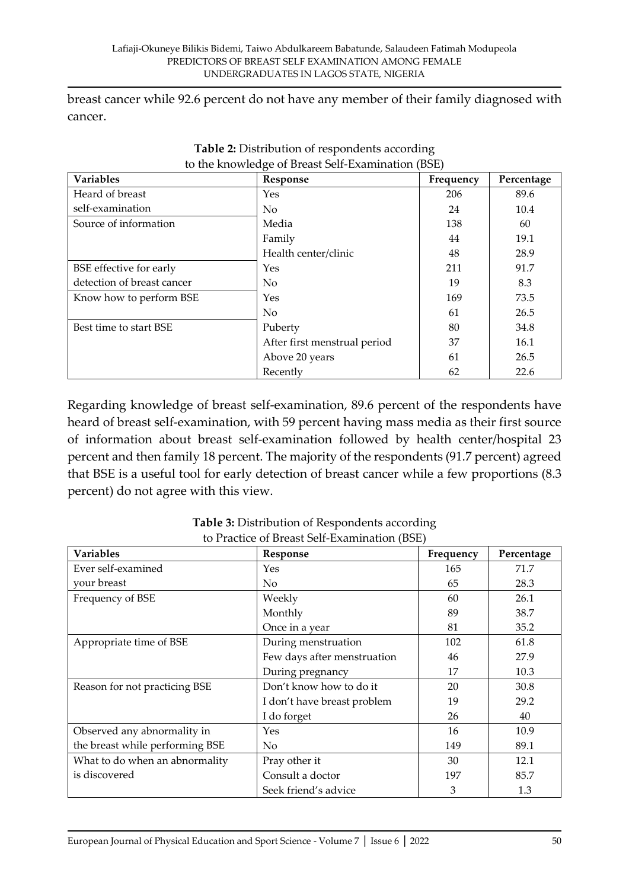breast cancer while 92.6 percent do not have any member of their family diagnosed with cancer.

**Table 2:** Distribution of respondents according to the knowledge of Breast Self-Examination (BSE)

| Variables | Response | Frequency | Percentage |
|---|---|---|---|
| Heard of breast self-examination | Yes | 206 | 89.6 |
| | No | 24 | 10.4 |
| Source of information | Media | 138 | 60 |
| | Family | 44 | 19.1 |
| | Health center/clinic | 48 | 28.9 |
| BSE effective for early detection of breast cancer | Yes | 211 | 91.7 |
| | No | 19 | 8.3 |
| Know how to perform BSE | Yes | 169 | 73.5 |
| | No | 61 | 26.5 |
| Best time to start BSE | Puberty | 80 | 34.8 |
| | After first menstrual period | 37 | 16.1 |
| | Above 20 years | 61 | 26.5 |
| | Recently | 62 | 22.6 |

Regarding knowledge of breast self-examination, 89.6 percent of the respondents have heard of breast self-examination, with 59 percent having mass media as their first source of information about breast self-examination followed by health center/hospital 23 percent and then family 18 percent. The majority of the respondents (91.7 percent) agreed that BSE is a useful tool for early detection of breast cancer while a few proportions (8.3 percent) do not agree with this view.

**Table 3:** Distribution of Respondents according to Practice of Breast Self-Examination (BSE)

| Variables | Response | Frequency | Percentage |
|---|---|---|---|
| Ever self-examined your breast | Yes | 165 | 71.7 |
| | No | 65 | 28.3 |
| Frequency of BSE | Weekly | 60 | 26.1 |
| | Monthly | 89 | 38.7 |
| | Once in a year | 81 | 35.2 |
| Appropriate time of BSE | During menstruation | 102 | 61.8 |
| | Few days after menstruation | 46 | 27.9 |
| | During pregnancy | 17 | 10.3 |
| Reason for not practicing BSE | Don't know how to do it | 20 | 30.8 |
| | I don't have breast problem | 19 | 29.2 |
| | I do forget | 26 | 40 |
| Observed any abnormality in the breast while performing BSE | Yes | 16 | 10.9 |
| | No | 149 | 89.1 |
| What to do when an abnormality is discovered | Pray other it | 30 | 12.1 |
| | Consult a doctor | 197 | 85.7 |
| | Seek friend's advice | 3 | 1.3 |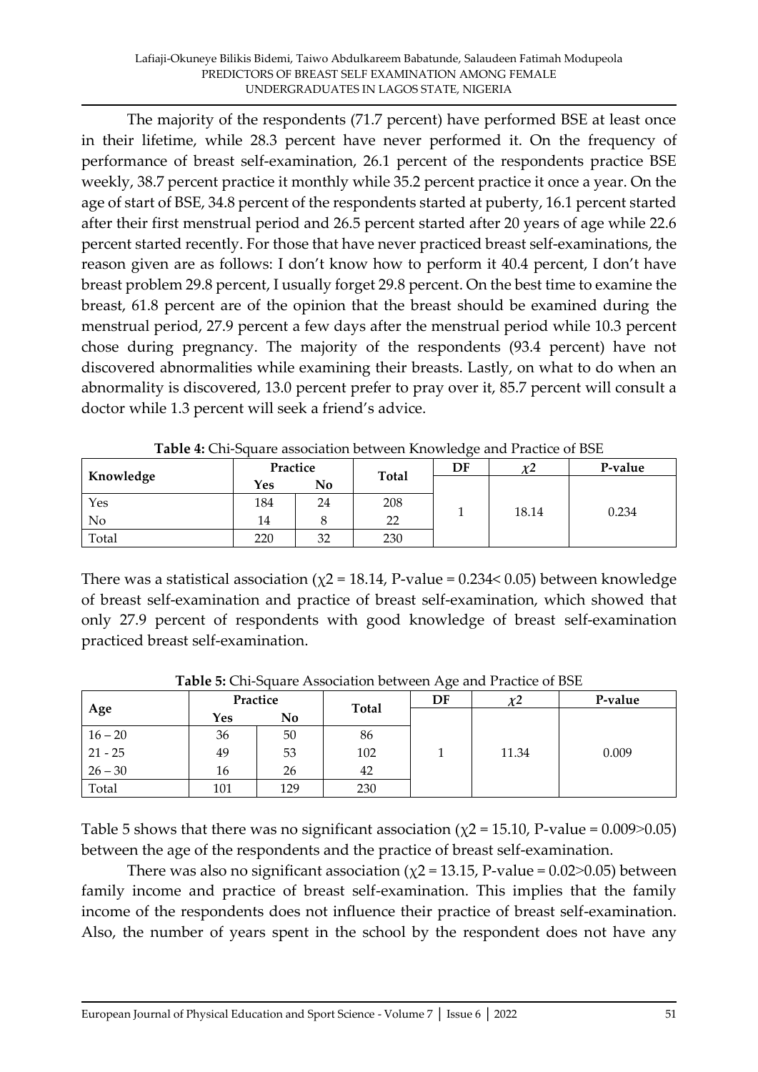The majority of the respondents (71.7 percent) have performed BSE at least once in their lifetime, while 28.3 percent have never performed it. On the frequency of performance of breast self-examination, 26.1 percent of the respondents practice BSE weekly, 38.7 percent practice it monthly while 35.2 percent practice it once a year. On the age of start of BSE, 34.8 percent of the respondents started at puberty, 16.1 percent started after their first menstrual period and 26.5 percent started after 20 years of age while 22.6 percent started recently. For those that have never practiced breast self-examinations, the reason given are as follows: I don't know how to perform it 40.4 percent, I don't have breast problem 29.8 percent, I usually forget 29.8 percent. On the best time to examine the breast, 61.8 percent are of the opinion that the breast should be examined during the menstrual period, 27.9 percent a few days after the menstrual period while 10.3 percent chose during pregnancy. The majority of the respondents (93.4 percent) have not discovered abnormalities while examining their breasts. Lastly, on what to do when an abnormality is discovered, 13.0 percent prefer to pray over it, 85.7 percent will consult a doctor while 1.3 percent will seek a friend's advice.

**Table 4:** Chi-Square association between Knowledge and Practice of BSE

| Knowledge | Practice | | Total | DF | $\chi2$ | P-value |
|---|---|---|---|---|---|---|
| | Yes | No | | | | |
| Yes | 184 | 24 | 208 | 1 | 18.14 | 0.234 |
| No | 14 | 8 | 22 | | | |
| Total | 220 | 32 | 230 | | | |

There was a statistical association ($\chi2$ = 18.14, P-value = 0.234< 0.05) between knowledge of breast self-examination and practice of breast self-examination, which showed that only 27.9 percent of respondents with good knowledge of breast self-examination practiced breast self-examination.

**Table 5:** Chi-Square Association between Age and Practice of BSE

| Age | Practice | | Total | DF | $\chi2$ | P-value |
|---|---|---|---|---|---|---|
| | Yes | No | | | | |
| 16 – 20 | 36 | 50 | 86 | 1 | 11.34 | 0.009 |
| 21 - 25 | 49 | 53 | 102 | | | |
| 26 – 30 | 16 | 26 | 42 | | | |
| Total | 101 | 129 | 230 | | | |

Table 5 shows that there was no significant association ($\chi2$ = 15.10, P-value = 0.009>0.05) between the age of the respondents and the practice of breast self-examination.

There was also no significant association ($\chi2$ = 13.15, P-value = 0.02>0.05) between family income and practice of breast self-examination. This implies that the family income of the respondents does not influence their practice of breast self-examination. Also, the number of years spent in the school by the respondent does not have any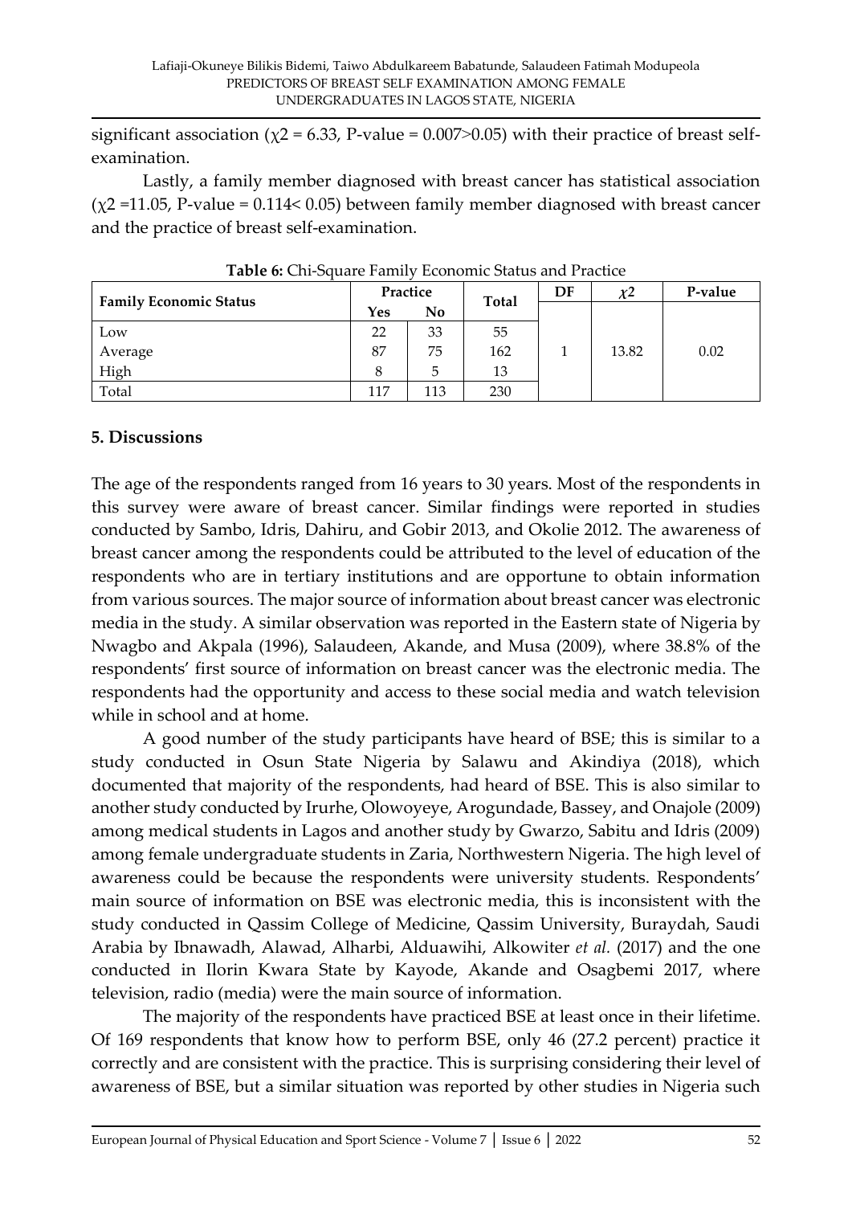significant association ($\chi2$ = 6.33, P-value = 0.007>0.05) with their practice of breast self-examination.

Lastly, a family member diagnosed with breast cancer has statistical association ($\chi2$ =11.05, P-value = 0.114< 0.05) between family member diagnosed with breast cancer and the practice of breast self-examination.

**Table 6:** Chi-Square Family Economic Status and Practice

| Family Economic Status | Practice | | Total | DF | $\chi2$ | P-value |
|---|---|---|---|---|---|---|
| | Yes | No | | | | |
| Low | 22 | 33 | 55 | 1 | 13.82 | 0.02 |
| Average | 87 | 75 | 162 | | | |
| High | 8 | 5 | 13 | | | |
| Total | 117 | 113 | 230 | | | |

## 5. Discussions

The age of the respondents ranged from 16 years to 30 years. Most of the respondents in this survey were aware of breast cancer. Similar findings were reported in studies conducted by Sambo, Idris, Dahiru, and Gobir 2013, and Okolie 2012. The awareness of breast cancer among the respondents could be attributed to the level of education of the respondents who are in tertiary institutions and are opportune to obtain information from various sources. The major source of information about breast cancer was electronic media in the study. A similar observation was reported in the Eastern state of Nigeria by Nwagbo and Akpala (1996), Salaudeen, Akande, and Musa (2009), where 38.8% of the respondents' first source of information on breast cancer was the electronic media. The respondents had the opportunity and access to these social media and watch television while in school and at home.

A good number of the study participants have heard of BSE; this is similar to a study conducted in Osun State Nigeria by Salawu and Akindiya (2018), which documented that majority of the respondents, had heard of BSE. This is also similar to another study conducted by Irurhe, Olowoyeye, Arogundade, Bassey, and Onajole (2009) among medical students in Lagos and another study by Gwarzo, Sabitu and Idris (2009) among female undergraduate students in Zaria, Northwestern Nigeria. The high level of awareness could be because the respondents were university students. Respondents' main source of information on BSE was electronic media, this is inconsistent with the study conducted in Qassim College of Medicine, Qassim University, Buraydah, Saudi Arabia by Ibnawadh, Alawad, Alharbi, Alduawihi, Alkowiter *et al.* (2017) and the one conducted in Ilorin Kwara State by Kayode, Akande and Osagbemi 2017, where television, radio (media) were the main source of information.

The majority of the respondents have practiced BSE at least once in their lifetime. Of 169 respondents that know how to perform BSE, only 46 (27.2 percent) practice it correctly and are consistent with the practice. This is surprising considering their level of awareness of BSE, but a similar situation was reported by other studies in Nigeria such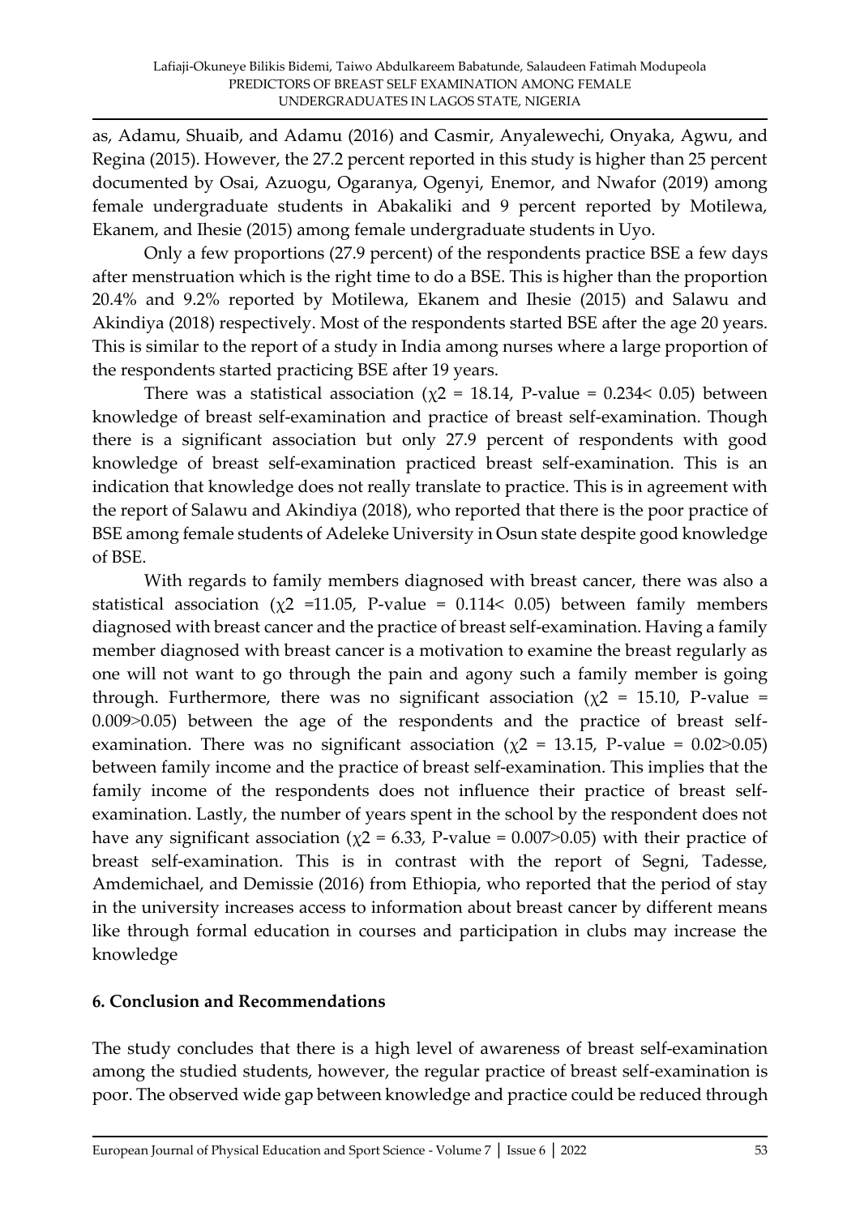as, Adamu, Shuaib, and Adamu (2016) and Casmir, Anyalewechi, Onyaka, Agwu, and Regina (2015). However, the 27.2 percent reported in this study is higher than 25 percent documented by Osai, Azuogu, Ogaranya, Ogenyi, Enemor, and Nwafor (2019) among female undergraduate students in Abakaliki and 9 percent reported by Motilewa, Ekanem, and Ihesie (2015) among female undergraduate students in Uyo.

Only a few proportions (27.9 percent) of the respondents practice BSE a few days after menstruation which is the right time to do a BSE. This is higher than the proportion 20.4% and 9.2% reported by Motilewa, Ekanem and Ihesie (2015) and Salawu and Akindiya (2018) respectively. Most of the respondents started BSE after the age 20 years. This is similar to the report of a study in India among nurses where a large proportion of the respondents started practicing BSE after 19 years.

There was a statistical association ($\chi2$ = 18.14, P-value = 0.234< 0.05) between knowledge of breast self-examination and practice of breast self-examination. Though there is a significant association but only 27.9 percent of respondents with good knowledge of breast self-examination practiced breast self-examination. This is an indication that knowledge does not really translate to practice. This is in agreement with the report of Salawu and Akindiya (2018), who reported that there is the poor practice of BSE among female students of Adeleke University in Osun state despite good knowledge of BSE.

With regards to family members diagnosed with breast cancer, there was also a statistical association ($\chi2$ =11.05, P-value = 0.114< 0.05) between family members diagnosed with breast cancer and the practice of breast self-examination. Having a family member diagnosed with breast cancer is a motivation to examine the breast regularly as one will not want to go through the pain and agony such a family member is going through. Furthermore, there was no significant association ($\chi2$ = 15.10, P-value = 0.009>0.05) between the age of the respondents and the practice of breast self-examination. There was no significant association ($\chi2$ = 13.15, P-value = 0.02>0.05) between family income and the practice of breast self-examination. This implies that the family income of the respondents does not influence their practice of breast self-examination. Lastly, the number of years spent in the school by the respondent does not have any significant association ($\chi2$ = 6.33, P-value = 0.007>0.05) with their practice of breast self-examination. This is in contrast with the report of Segni, Tadesse, Amdemichael, and Demissie (2016) from Ethiopia, who reported that the period of stay in the university increases access to information about breast cancer by different means like through formal education in courses and participation in clubs may increase the knowledge

## 6. Conclusion and Recommendations

The study concludes that there is a high level of awareness of breast self-examination among the studied students, however, the regular practice of breast self-examination is poor. The observed wide gap between knowledge and practice could be reduced through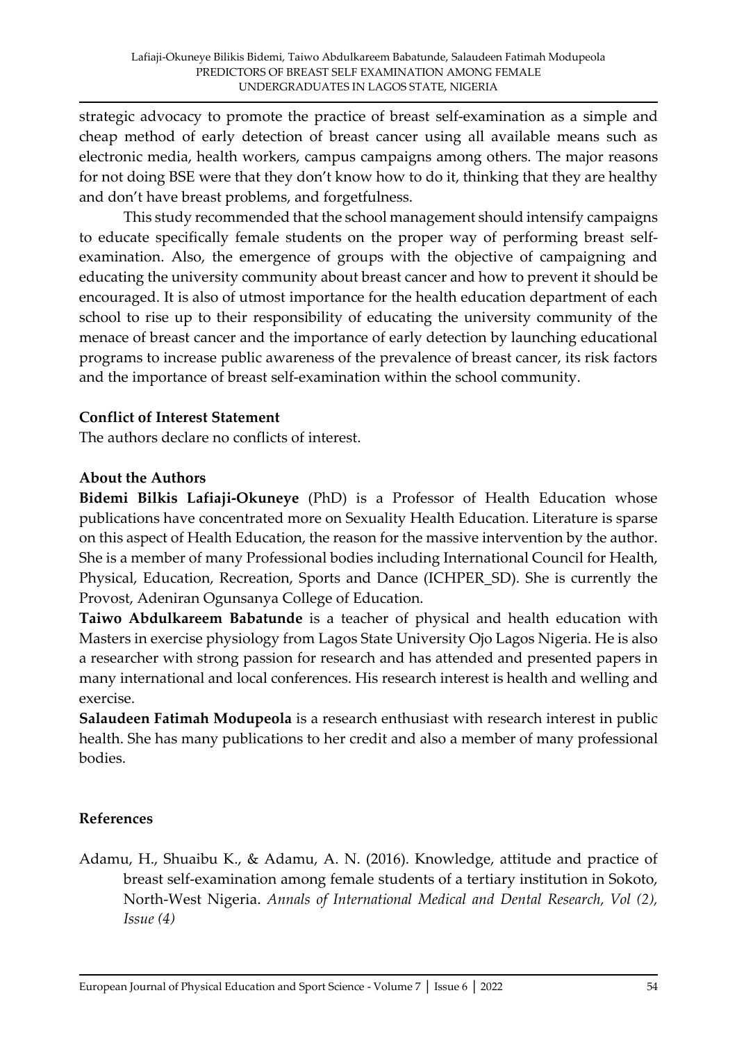strategic advocacy to promote the practice of breast self-examination as a simple and cheap method of early detection of breast cancer using all available means such as electronic media, health workers, campus campaigns among others. The major reasons for not doing BSE were that they don't know how to do it, thinking that they are healthy and don't have breast problems, and forgetfulness.

This study recommended that the school management should intensify campaigns to educate specifically female students on the proper way of performing breast self-examination. Also, the emergence of groups with the objective of campaigning and educating the university community about breast cancer and how to prevent it should be encouraged. It is also of utmost importance for the health education department of each school to rise up to their responsibility of educating the university community of the menace of breast cancer and the importance of early detection by launching educational programs to increase public awareness of the prevalence of breast cancer, its risk factors and the importance of breast self-examination within the school community.

### Conflict of Interest Statement

The authors declare no conflicts of interest.

### About the Authors

**Bidemi Bilkis Lafiaji-Okuneye** (PhD) is a Professor of Health Education whose publications have concentrated more on Sexuality Health Education. Literature is sparse on this aspect of Health Education, the reason for the massive intervention by the author. She is a member of many Professional bodies including International Council for Health, Physical, Education, Recreation, Sports and Dance (ICHPER_SD). She is currently the Provost, Adeniran Ogunsanya College of Education.

**Taiwo Abdulkareem Babatunde** is a teacher of physical and health education with Masters in exercise physiology from Lagos State University Ojo Lagos Nigeria. He is also a researcher with strong passion for research and has attended and presented papers in many international and local conferences. His research interest is health and welling and exercise.

**Salaudeen Fatimah Modupeola** is a research enthusiast with research interest in public health. She has many publications to her credit and also a member of many professional bodies.

### References

Adamu, H., Shuaibu K., & Adamu, A. N. (2016). Knowledge, attitude and practice of breast self-examination among female students of a tertiary institution in Sokoto, North-West Nigeria. *Annals of International Medical and Dental Research, Vol (2), Issue (4)*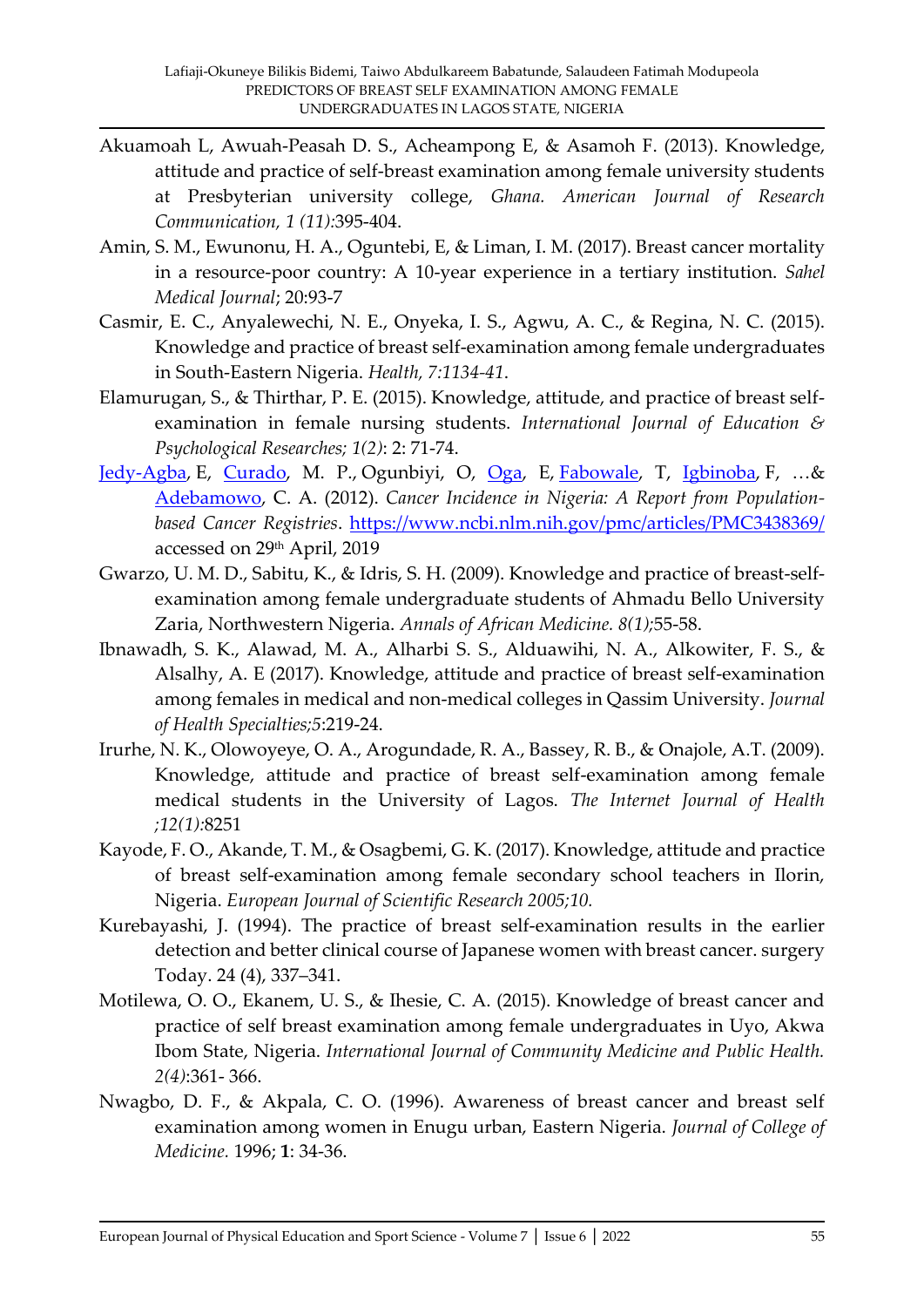Akuamoah L, Awuah-Peasah D. S., Acheampong E, & Asamoh F. (2013). Knowledge, attitude and practice of self-breast examination among female university students at Presbyterian university college, *Ghana. American Journal of Research Communication, 1 (11):*395-404.

Amin, S. M., Ewunonu, H. A., Oguntebi, E, & Liman, I. M. (2017). Breast cancer mortality in a resource-poor country: A 10-year experience in a tertiary institution. *Sahel Medical Journal*; 20:93-7

Casmir, E. C., Anyalewechi, N. E., Onyeka, I. S., Agwu, A. C., & Regina, N. C. (2015). Knowledge and practice of breast self-examination among female undergraduates in South-Eastern Nigeria. *Health, 7:1134-41*.

Elamurugan, S., & Thirthar, P. E. (2015). Knowledge, attitude, and practice of breast self-examination in female nursing students. *International Journal of Education & Psychological Researches; 1(2)*: 2: 71-74.

Jedy-Agba, E, Curado, M. P., Ogunbiyi, O, Oga, E, Fabowale, T, Igbinoba, F, …& Adebamowo, C. A. (2012). *Cancer Incidence in Nigeria: A Report from Population-based Cancer Registries*. https://www.ncbi.nlm.nih.gov/pmc/articles/PMC3438369/ accessed on 29th April, 2019

Gwarzo, U. M. D., Sabitu, K., & Idris, S. H. (2009). Knowledge and practice of breast-self-examination among female undergraduate students of Ahmadu Bello University Zaria, Northwestern Nigeria. *Annals of African Medicine. 8(1);*55-58.

Ibnawadh, S. K., Alawad, M. A., Alharbi S. S., Alduawihi, N. A., Alkowiter, F. S., & Alsalhy, A. E (2017). Knowledge, attitude and practice of breast self-examination among females in medical and non-medical colleges in Qassim University. *Journal of Health Specialties;5*:219-24.

Irurhe, N. K., Olowoyeye, O. A., Arogundade, R. A., Bassey, R. B., & Onajole, A.T. (2009). Knowledge, attitude and practice of breast self-examination among female medical students in the University of Lagos. *The Internet Journal of Health ;12(1):*8251

Kayode, F. O., Akande, T. M., & Osagbemi, G. K. (2017). Knowledge, attitude and practice of breast self-examination among female secondary school teachers in Ilorin, Nigeria. *European Journal of Scientific Research 2005;10.*

Kurebayashi, J. (1994). The practice of breast self-examination results in the earlier detection and better clinical course of Japanese women with breast cancer. surgery Today. 24 (4), 337–341.

Motilewa, O. O., Ekanem, U. S., & Ihesie, C. A. (2015). Knowledge of breast cancer and practice of self breast examination among female undergraduates in Uyo, Akwa Ibom State, Nigeria. *International Journal of Community Medicine and Public Health. 2(4)*:361- 366.

Nwagbo, D. F., & Akpala, C. O. (1996). Awareness of breast cancer and breast self examination among women in Enugu urban, Eastern Nigeria. *Journal of College of Medicine.* 1996; **1**: 34-36.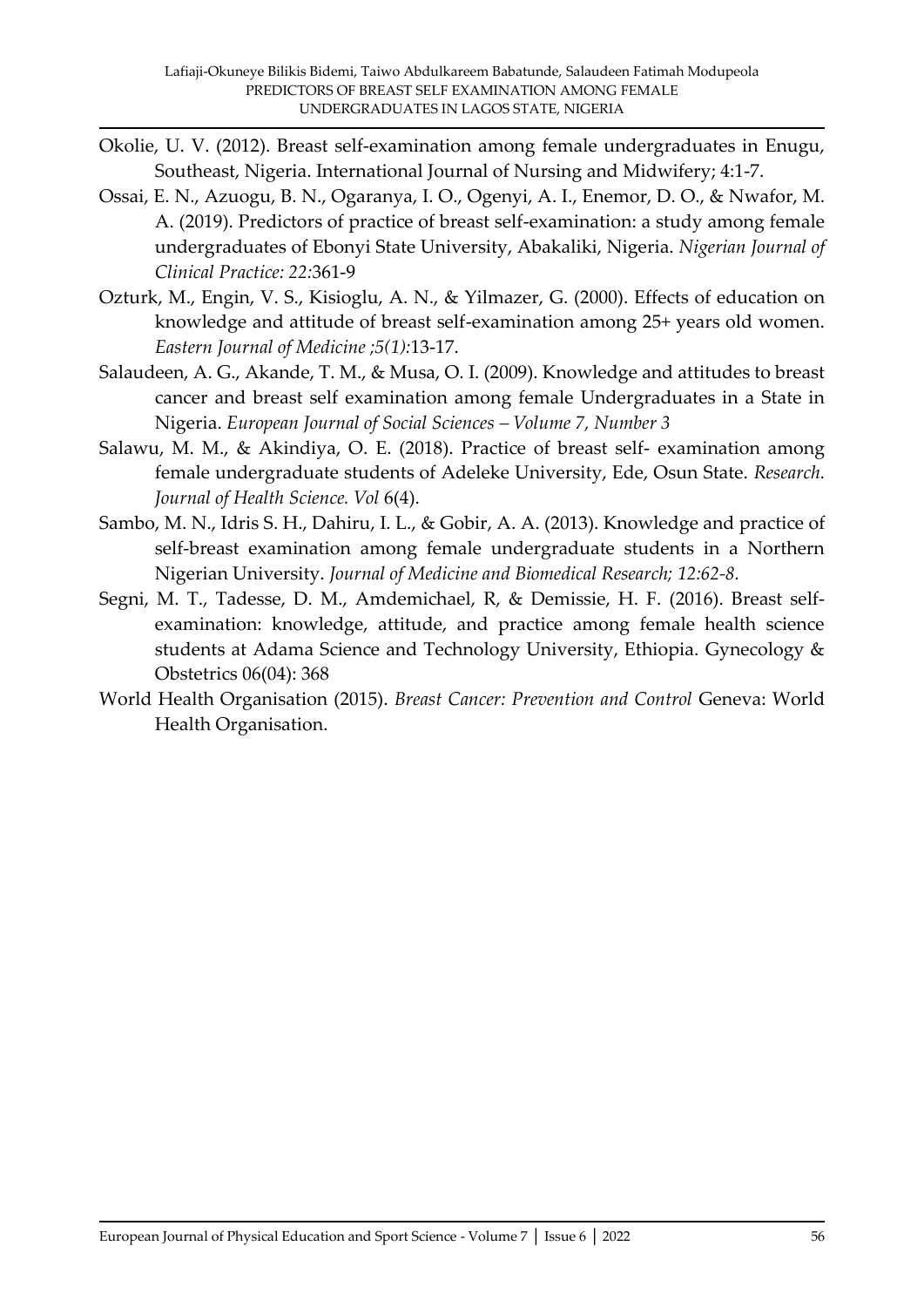Okolie, U. V. (2012). Breast self-examination among female undergraduates in Enugu, Southeast, Nigeria. International Journal of Nursing and Midwifery; 4:1-7.

Ossai, E. N., Azuogu, B. N., Ogaranya, I. O., Ogenyi, A. I., Enemor, D. O., & Nwafor, M. A. (2019). Predictors of practice of breast self-examination: a study among female undergraduates of Ebonyi State University, Abakaliki, Nigeria. *Nigerian Journal of Clinical Practice: 22:*361-9

Ozturk, M., Engin, V. S., Kisioglu, A. N., & Yilmazer, G. (2000). Effects of education on knowledge and attitude of breast self-examination among 25+ years old women. *Eastern Journal of Medicine ;5(1):*13-17.

Salaudeen, A. G., Akande, T. M., & Musa, O. I. (2009). Knowledge and attitudes to breast cancer and breast self examination among female Undergraduates in a State in Nigeria. *European Journal of Social Sciences – Volume 7, Number 3*

Salawu, M. M., & Akindiya, O. E. (2018). Practice of breast self- examination among female undergraduate students of Adeleke University, Ede, Osun State. *Research. Journal of Health Science. Vol* 6(4).

Sambo, M. N., Idris S. H., Dahiru, I. L., & Gobir, A. A. (2013). Knowledge and practice of self-breast examination among female undergraduate students in a Northern Nigerian University. *Journal of Medicine and Biomedical Research; 12:62-8.*

Segni, M. T., Tadesse, D. M., Amdemichael, R, & Demissie, H. F. (2016). Breast self-examination: knowledge, attitude, and practice among female health science students at Adama Science and Technology University, Ethiopia. Gynecology & Obstetrics 06(04): 368

World Health Organisation (2015). *Breast Cancer: Prevention and Control* Geneva: World Health Organisation.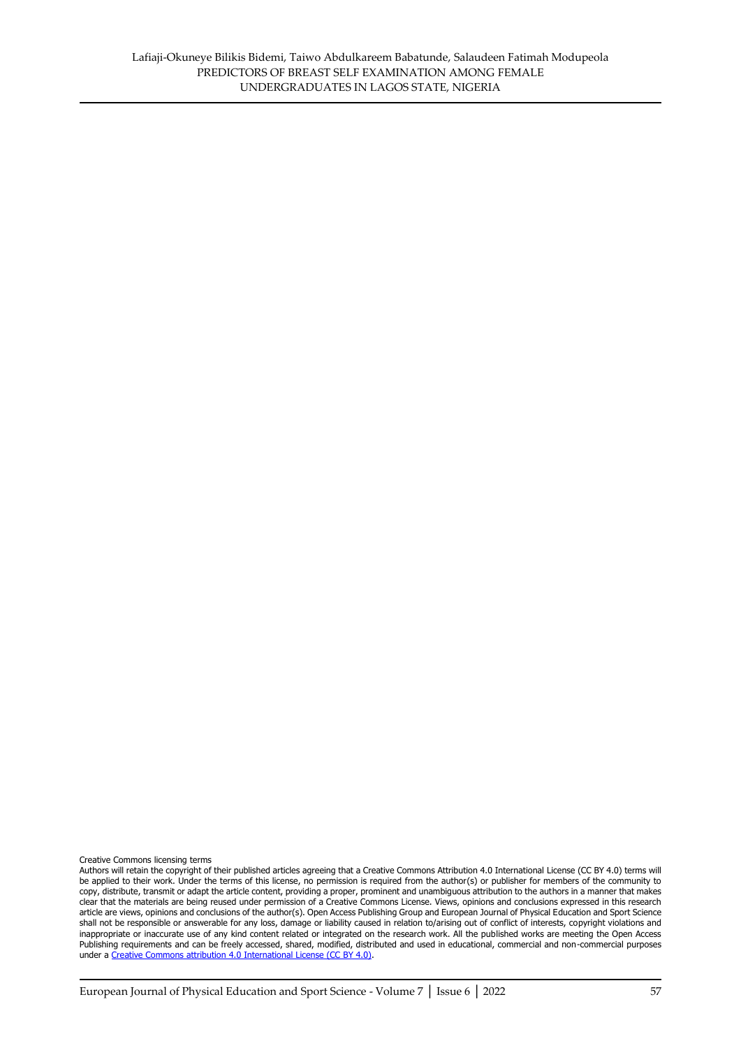Creative Commons licensing terms

Authors will retain the copyright of their published articles agreeing that a Creative Commons Attribution 4.0 International License (CC BY 4.0) terms will be applied to their work. Under the terms of this license, no permission is required from the author(s) or publisher for members of the community to copy, distribute, transmit or adapt the article content, providing a proper, prominent and unambiguous attribution to the authors in a manner that makes clear that the materials are being reused under permission of a Creative Commons License. Views, opinions and conclusions expressed in this research article are views, opinions and conclusions of the author(s). Open Access Publishing Group and European Journal of Physical Education and Sport Science shall not be responsible or answerable for any loss, damage or liability caused in relation to/arising out of conflict of interests, copyright violations and inappropriate or inaccurate use of any kind content related or integrated on the research work. All the published works are meeting the Open Access Publishing requirements and can be freely accessed, shared, modified, distributed and used in educational, commercial and non-commercial purposes under a [Creative Commons attribution 4.0 International License (CC BY 4.0)](https://creativecommons.org/licenses/by/4.0/).